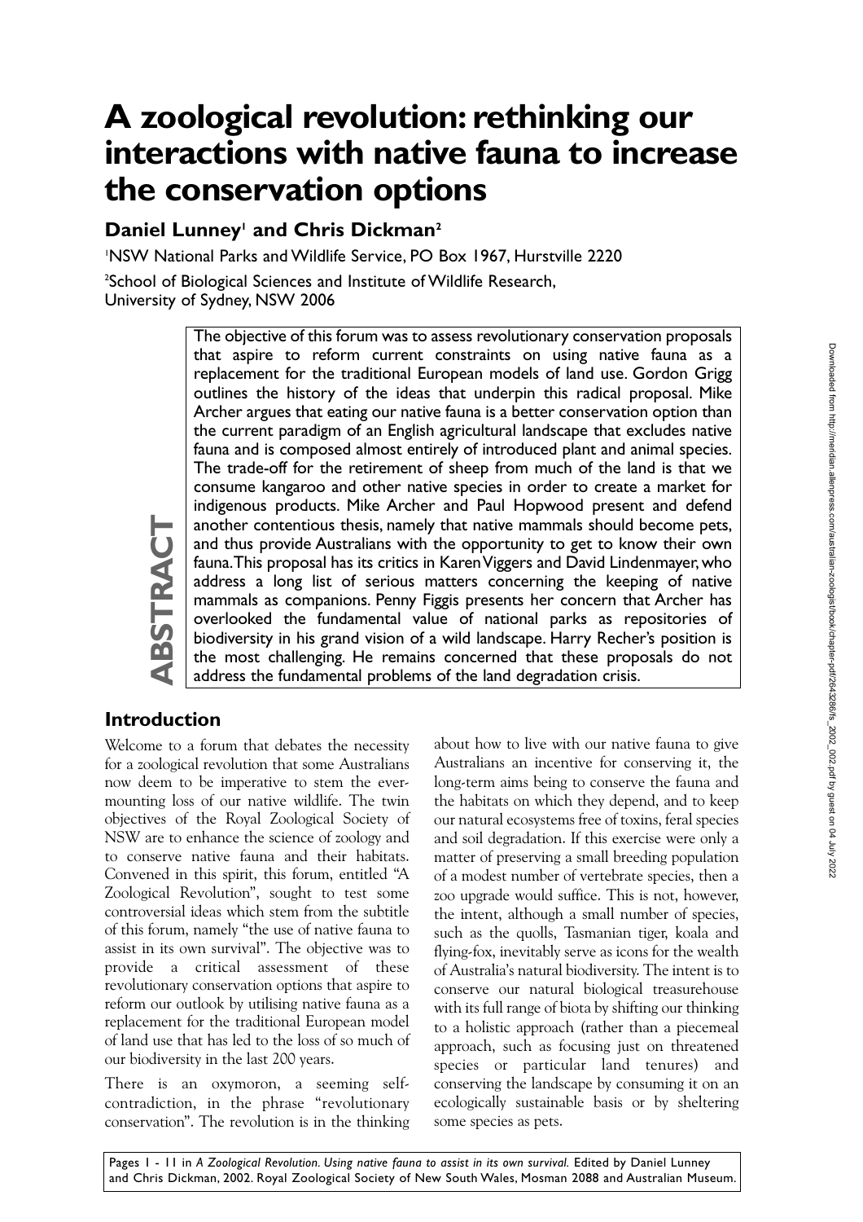# A zoological revolution: rethinking our interactions with native fauna to increase the conservation options

**Daniel Lunney[1] and Chris Dickman[2]**

[1]NSW National Parks and Wildlife Service, PO Box 1967, Hurstville 2220

[2]School of Biological Sciences and Institute of Wildlife Research, University of Sydney, NSW 2006

**ABSTRACT**

The objective of this forum was to assess revolutionary conservation proposals that aspire to reform current constraints on using native fauna as a replacement for the traditional European models of land use. Gordon Grigg outlines the history of the ideas that underpin this radical proposal. Mike Archer argues that eating our native fauna is a better conservation option than the current paradigm of an English agricultural landscape that excludes native fauna and is composed almost entirely of introduced plant and animal species. The trade-off for the retirement of sheep from much of the land is that we consume kangaroo and other native species in order to create a market for indigenous products. Mike Archer and Paul Hopwood present and defend another contentious thesis, namely that native mammals should become pets, and thus provide Australians with the opportunity to get to know their own fauna. This proposal has its critics in Karen Viggers and David Lindenmayer, who address a long list of serious matters concerning the keeping of native mammals as companions. Penny Figgis presents her concern that Archer has overlooked the fundamental value of national parks as repositories of biodiversity in his grand vision of a wild landscape. Harry Recher's position is the most challenging. He remains concerned that these proposals do not address the fundamental problems of the land degradation crisis.

## Introduction

Welcome to a forum that debates the necessity for a zoological revolution that some Australians now deem to be imperative to stem the ever-mounting loss of our native wildlife. The twin objectives of the Royal Zoological Society of NSW are to enhance the science of zoology and to conserve native fauna and their habitats. Convened in this spirit, this forum, entitled "A Zoological Revolution", sought to test some controversial ideas which stem from the subtitle of this forum, namely "the use of native fauna to assist in its own survival". The objective was to provide a critical assessment of these revolutionary conservation options that aspire to reform our outlook by utilising native fauna as a replacement for the traditional European model of land use that has led to the loss of so much of our biodiversity in the last 200 years.

There is an oxymoron, a seeming self-contradiction, in the phrase "revolutionary conservation". The revolution is in the thinking about how to live with our native fauna to give Australians an incentive for conserving it, the long-term aims being to conserve the fauna and the habitats on which they depend, and to keep our natural ecosystems free of toxins, feral species and soil degradation. If this exercise were only a matter of preserving a small breeding population of a modest number of vertebrate species, then a zoo upgrade would suffice. This is not, however, the intent, although a small number of species, such as the quolls, Tasmanian tiger, koala and flying-fox, inevitably serve as icons for the wealth of Australia's natural biodiversity. The intent is to conserve our natural biological treasurehouse with its full range of biota by shifting our thinking to a holistic approach (rather than a piecemeal approach, such as focusing just on threatened species or particular land tenures) and conserving the landscape by consuming it on an ecologically sustainable basis or by sheltering some species as pets.

Pages 1 - 11 in *A Zoological Revolution. Using native fauna to assist in its own survival.* Edited by Daniel Lunney and Chris Dickman, 2002. Royal Zoological Society of New South Wales, Mosman 2088 and Australian Museum.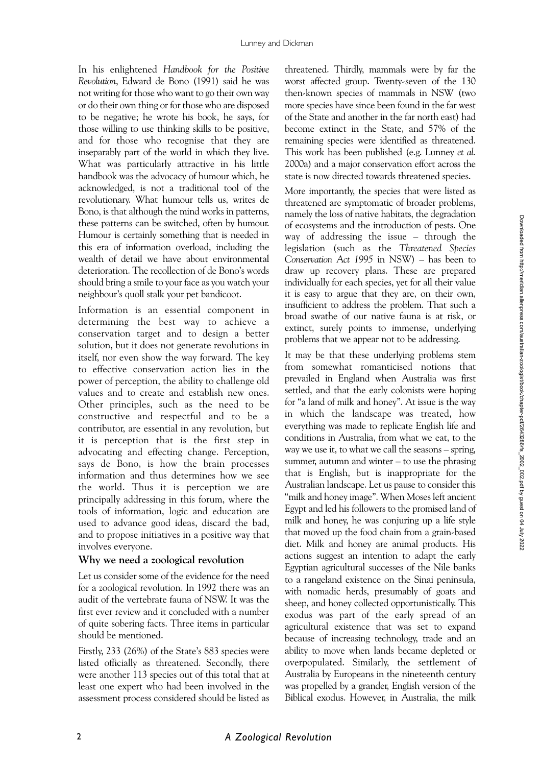In his enlightened *Handbook for the Positive Revolution*, Edward de Bono (1991) said he was not writing for those who want to go their own way or do their own thing or for those who are disposed to be negative; he wrote his book, he says, for those willing to use thinking skills to be positive, and for those who recognise that they are inseparably part of the world in which they live. What was particularly attractive in his little handbook was the advocacy of humour which, he acknowledged, is not a traditional tool of the revolutionary. What humour tells us, writes de Bono, is that although the mind works in patterns, these patterns can be switched, often by humour. Humour is certainly something that is needed in this era of information overload, including the wealth of detail we have about environmental deterioration. The recollection of de Bono's words should bring a smile to your face as you watch your neighbour's quoll stalk your pet bandicoot.

Information is an essential component in determining the best way to achieve a conservation target and to design a better solution, but it does not generate revolutions in itself, nor even show the way forward. The key to effective conservation action lies in the power of perception, the ability to challenge old values and to create and establish new ones. Other principles, such as the need to be constructive and respectful and to be a contributor, are essential in any revolution, but it is perception that is the first step in advocating and effecting change. Perception, says de Bono, is how the brain processes information and thus determines how we see the world. Thus it is perception we are principally addressing in this forum, where the tools of information, logic and education are used to advance good ideas, discard the bad, and to propose initiatives in a positive way that involves everyone.

## Why we need a zoological revolution

Let us consider some of the evidence for the need for a zoological revolution. In 1992 there was an audit of the vertebrate fauna of NSW. It was the first ever review and it concluded with a number of quite sobering facts. Three items in particular should be mentioned.

Firstly, 233 (26%) of the State's 883 species were listed officially as threatened. Secondly, there were another 113 species out of this total that at least one expert who had been involved in the assessment process considered should be listed as threatened. Thirdly, mammals were by far the worst affected group. Twenty-seven of the 130 then-known species of mammals in NSW (two more species have since been found in the far west of the State and another in the far north east) had become extinct in the State, and 57% of the remaining species were identified as threatened. This work has been published (e.g. Lunney *et al.* 2000a) and a major conservation effort across the state is now directed towards threatened species.

More importantly, the species that were listed as threatened are symptomatic of broader problems, namely the loss of native habitats, the degradation of ecosystems and the introduction of pests. One way of addressing the issue – through the legislation (such as the *Threatened Species Conservation Act 1995* in NSW) – has been to draw up recovery plans. These are prepared individually for each species, yet for all their value it is easy to argue that they are, on their own, insufficient to address the problem. That such a broad swathe of our native fauna is at risk, or extinct, surely points to immense, underlying problems that we appear not to be addressing.

It may be that these underlying problems stem from somewhat romanticised notions that prevailed in England when Australia was first settled, and that the early colonists were hoping for "a land of milk and honey". At issue is the way in which the landscape was treated, how everything was made to replicate English life and conditions in Australia, from what we eat, to the way we use it, to what we call the seasons – spring, summer, autumn and winter – to use the phrasing that is English, but is inappropriate for the Australian landscape. Let us pause to consider this "milk and honey image". When Moses left ancient Egypt and led his followers to the promised land of milk and honey, he was conjuring up a life style that moved up the food chain from a grain-based diet. Milk and honey are animal products. His actions suggest an intention to adapt the early Egyptian agricultural successes of the Nile banks to a rangeland existence on the Sinai peninsula, with nomadic herds, presumably of goats and sheep, and honey collected opportunistically. This exodus was part of the early spread of an agricultural existence that was set to expand because of increasing technology, trade and an ability to move when lands became depleted or overpopulated. Similarly, the settlement of Australia by Europeans in the nineteenth century was propelled by a grander, English version of the Biblical exodus. However, in Australia, the milk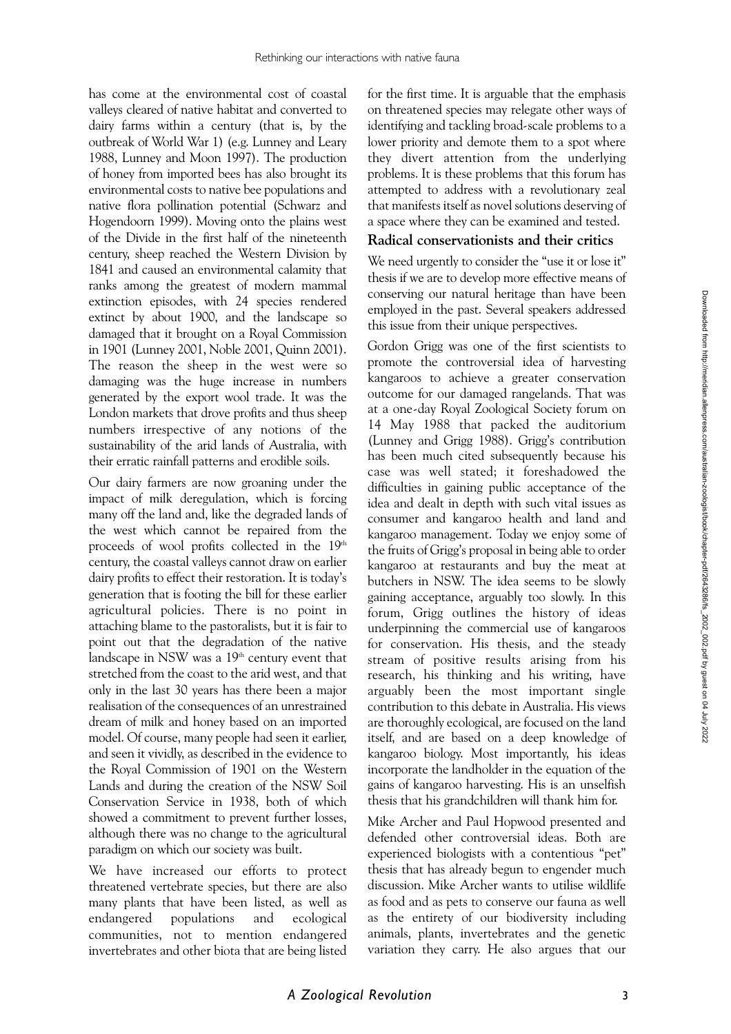has come at the environmental cost of coastal valleys cleared of native habitat and converted to dairy farms within a century (that is, by the outbreak of World War 1) (e.g. Lunney and Leary 1988, Lunney and Moon 1997). The production of honey from imported bees has also brought its environmental costs to native bee populations and native flora pollination potential (Schwarz and Hogendoorn 1999). Moving onto the plains west of the Divide in the first half of the nineteenth century, sheep reached the Western Division by 1841 and caused an environmental calamity that ranks among the greatest of modern mammal extinction episodes, with 24 species rendered extinct by about 1900, and the landscape so damaged that it brought on a Royal Commission in 1901 (Lunney 2001, Noble 2001, Quinn 2001). The reason the sheep in the west were so damaging was the huge increase in numbers generated by the export wool trade. It was the London markets that drove profits and thus sheep numbers irrespective of any notions of the sustainability of the arid lands of Australia, with their erratic rainfall patterns and erodible soils.

Our dairy farmers are now groaning under the impact of milk deregulation, which is forcing many off the land and, like the degraded lands of the west which cannot be repaired from the proceeds of wool profits collected in the 19th century, the coastal valleys cannot draw on earlier dairy profits to effect their restoration. It is today's generation that is footing the bill for these earlier agricultural policies. There is no point in attaching blame to the pastoralists, but it is fair to point out that the degradation of the native landscape in NSW was a 19th century event that stretched from the coast to the arid west, and that only in the last 30 years has there been a major realisation of the consequences of an unrestrained dream of milk and honey based on an imported model. Of course, many people had seen it earlier, and seen it vividly, as described in the evidence to the Royal Commission of 1901 on the Western Lands and during the creation of the NSW Soil Conservation Service in 1938, both of which showed a commitment to prevent further losses, although there was no change to the agricultural paradigm on which our society was built.

We have increased our efforts to protect threatened vertebrate species, but there are also many plants that have been listed, as well as endangered populations and ecological communities, not to mention endangered invertebrates and other biota that are being listed for the first time. It is arguable that the emphasis on threatened species may relegate other ways of identifying and tackling broad-scale problems to a lower priority and demote them to a spot where they divert attention from the underlying problems. It is these problems that this forum has attempted to address with a revolutionary zeal that manifests itself as novel solutions deserving of a space where they can be examined and tested.

## Radical conservationists and their critics

We need urgently to consider the "use it or lose it" thesis if we are to develop more effective means of conserving our natural heritage than have been employed in the past. Several speakers addressed this issue from their unique perspectives.

Gordon Grigg was one of the first scientists to promote the controversial idea of harvesting kangaroos to achieve a greater conservation outcome for our damaged rangelands. That was at a one-day Royal Zoological Society forum on 14 May 1988 that packed the auditorium (Lunney and Grigg 1988). Grigg's contribution has been much cited subsequently because his case was well stated; it foreshadowed the difficulties in gaining public acceptance of the idea and dealt in depth with such vital issues as consumer and kangaroo health and land and kangaroo management. Today we enjoy some of the fruits of Grigg's proposal in being able to order kangaroo at restaurants and buy the meat at butchers in NSW. The idea seems to be slowly gaining acceptance, arguably too slowly. In this forum, Grigg outlines the history of ideas underpinning the commercial use of kangaroos for conservation. His thesis, and the steady stream of positive results arising from his research, his thinking and his writing, have arguably been the most important single contribution to this debate in Australia. His views are thoroughly ecological, are focused on the land itself, and are based on a deep knowledge of kangaroo biology. Most importantly, his ideas incorporate the landholder in the equation of the gains of kangaroo harvesting. His is an unselfish thesis that his grandchildren will thank him for.

Mike Archer and Paul Hopwood presented and defended other controversial ideas. Both are experienced biologists with a contentious "pet" thesis that has already begun to engender much discussion. Mike Archer wants to utilise wildlife as food and as pets to conserve our fauna as well as the entirety of our biodiversity including animals, plants, invertebrates and the genetic variation they carry. He also argues that our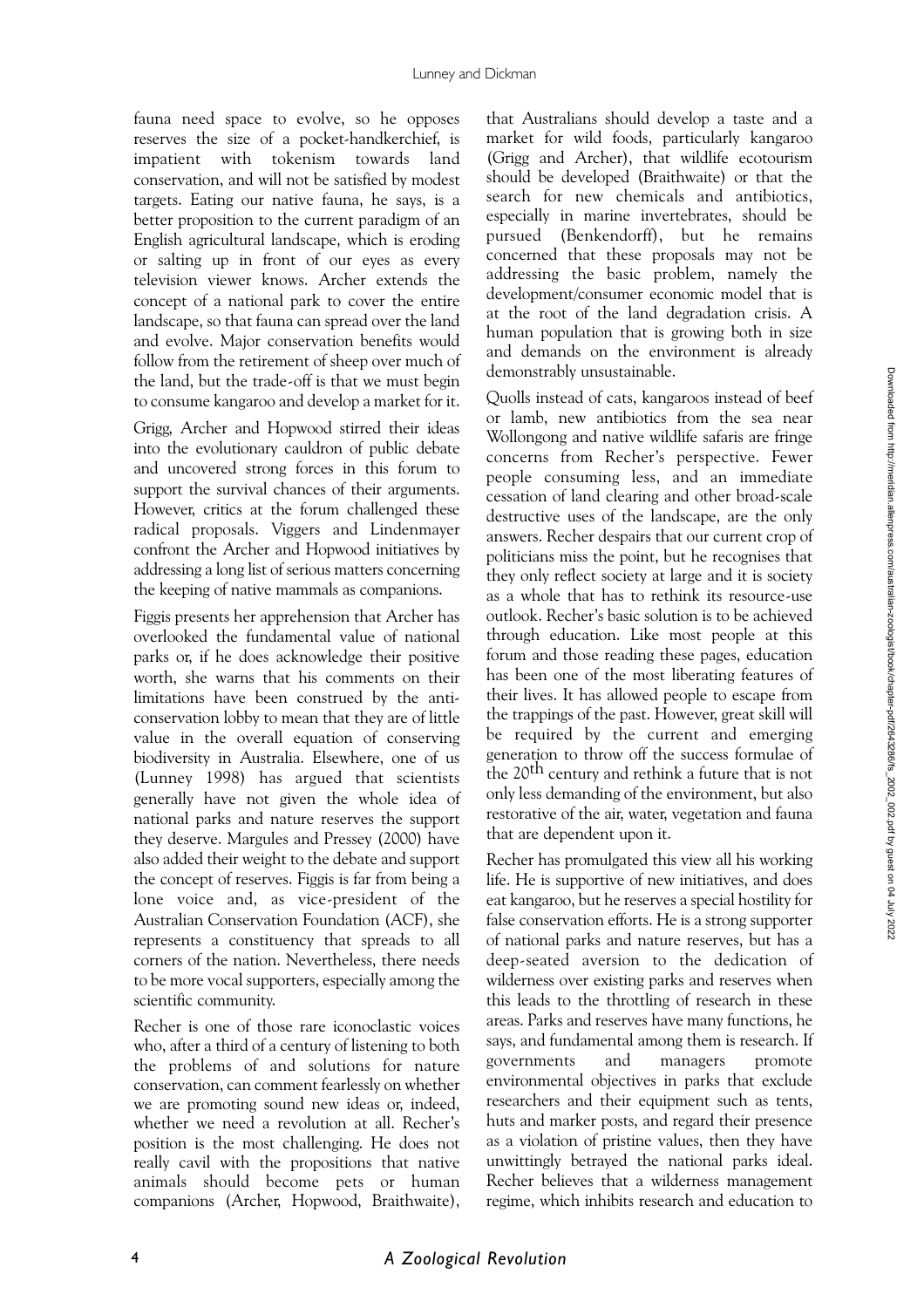fauna need space to evolve, so he opposes reserves the size of a pocket-handkerchief, is impatient with tokenism towards land conservation, and will not be satisfied by modest targets. Eating our native fauna, he says, is a better proposition to the current paradigm of an English agricultural landscape, which is eroding or salting up in front of our eyes as every television viewer knows. Archer extends the concept of a national park to cover the entire landscape, so that fauna can spread over the land and evolve. Major conservation benefits would follow from the retirement of sheep over much of the land, but the trade-off is that we must begin to consume kangaroo and develop a market for it.

Grigg, Archer and Hopwood stirred their ideas into the evolutionary cauldron of public debate and uncovered strong forces in this forum to support the survival chances of their arguments. However, critics at the forum challenged these radical proposals. Viggers and Lindenmayer confront the Archer and Hopwood initiatives by addressing a long list of serious matters concerning the keeping of native mammals as companions.

Figgis presents her apprehension that Archer has overlooked the fundamental value of national parks or, if he does acknowledge their positive worth, she warns that his comments on their limitations have been construed by the anti-conservation lobby to mean that they are of little value in the overall equation of conserving biodiversity in Australia. Elsewhere, one of us (Lunney 1998) has argued that scientists generally have not given the whole idea of national parks and nature reserves the support they deserve. Margules and Pressey (2000) have also added their weight to the debate and support the concept of reserves. Figgis is far from being a lone voice and, as vice-president of the Australian Conservation Foundation (ACF), she represents a constituency that spreads to all corners of the nation. Nevertheless, there needs to be more vocal supporters, especially among the scientific community.

Recher is one of those rare iconoclastic voices who, after a third of a century of listening to both the problems of and solutions for nature conservation, can comment fearlessly on whether we are promoting sound new ideas or, indeed, whether we need a revolution at all. Recher's position is the most challenging. He does not really cavil with the propositions that native animals should become pets or human companions (Archer, Hopwood, Braithwaite), that Australians should develop a taste and a market for wild foods, particularly kangaroo (Grigg and Archer), that wildlife ecotourism should be developed (Braithwaite) or that the search for new chemicals and antibiotics, especially in marine invertebrates, should be pursued (Benkendorff), but he remains concerned that these proposals may not be addressing the basic problem, namely the development/consumer economic model that is at the root of the land degradation crisis. A human population that is growing both in size and demands on the environment is already demonstrably unsustainable.

Quolls instead of cats, kangaroos instead of beef or lamb, new antibiotics from the sea near Wollongong and native wildlife safaris are fringe concerns from Recher's perspective. Fewer people consuming less, and an immediate cessation of land clearing and other broad-scale destructive uses of the landscape, are the only answers. Recher despairs that our current crop of politicians miss the point, but he recognises that they only reflect society at large and it is society as a whole that has to rethink its resource-use outlook. Recher's basic solution is to be achieved through education. Like most people at this forum and those reading these pages, education has been one of the most liberating features of their lives. It has allowed people to escape from the trappings of the past. However, great skill will be required by the current and emerging generation to throw off the success formulae of the 20th century and rethink a future that is not only less demanding of the environment, but also restorative of the air, water, vegetation and fauna that are dependent upon it.

Recher has promulgated this view all his working life. He is supportive of new initiatives, and does eat kangaroo, but he reserves a special hostility for false conservation efforts. He is a strong supporter of national parks and nature reserves, but has a deep-seated aversion to the dedication of wilderness over existing parks and reserves when this leads to the throttling of research in these areas. Parks and reserves have many functions, he says, and fundamental among them is research. If governments and managers promote environmental objectives in parks that exclude researchers and their equipment such as tents, huts and marker posts, and regard their presence as a violation of pristine values, then they have unwittingly betrayed the national parks ideal. Recher believes that a wilderness management regime, which inhibits research and education to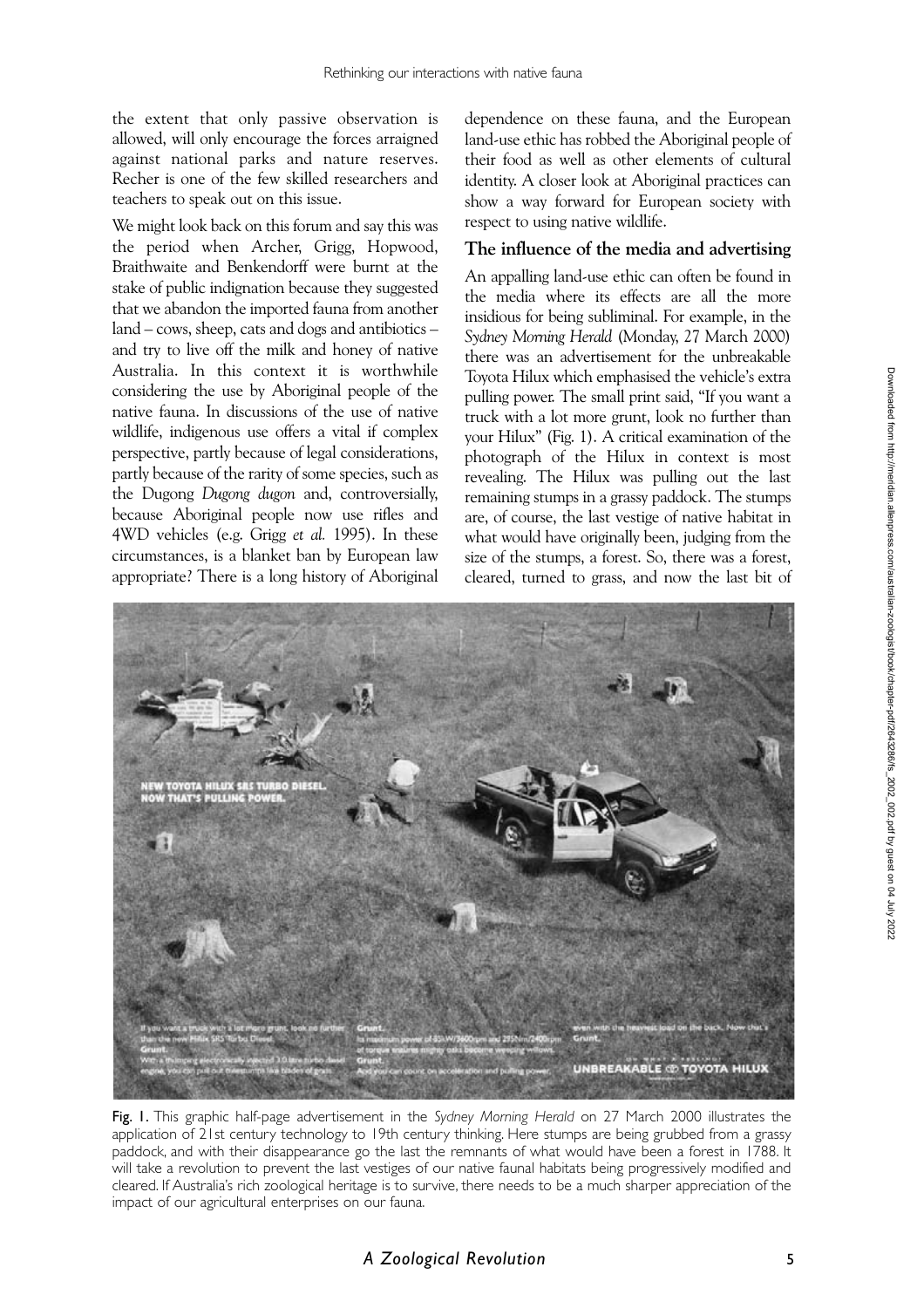the extent that only passive observation is allowed, will only encourage the forces arraigned against national parks and nature reserves. Recher is one of the few skilled researchers and teachers to speak out on this issue.

We might look back on this forum and say this was the period when Archer, Grigg, Hopwood, Braithwaite and Benkendorff were burnt at the stake of public indignation because they suggested that we abandon the imported fauna from another land – cows, sheep, cats and dogs and antibiotics – and try to live off the milk and honey of native Australia. In this context it is worthwhile considering the use by Aboriginal people of the native fauna. In discussions of the use of native wildlife, indigenous use offers a vital if complex perspective, partly because of legal considerations, partly because of the rarity of some species, such as the Dugong *Dugong dugon* and, controversially, because Aboriginal people now use rifles and 4WD vehicles (e.g. Grigg *et al.* 1995). In these circumstances, is a blanket ban by European law appropriate? There is a long history of Aboriginal dependence on these fauna, and the European land-use ethic has robbed the Aboriginal people of their food as well as other elements of cultural identity. A closer look at Aboriginal practices can show a way forward for European society with respect to using native wildlife.

## The influence of the media and advertising

An appalling land-use ethic can often be found in the media where its effects are all the more insidious for being subliminal. For example, in the *Sydney Morning Herald* (Monday, 27 March 2000) there was an advertisement for the unbreakable Toyota Hilux which emphasised the vehicle's extra pulling power. The small print said, "If you want a truck with a lot more grunt, look no further than your Hilux" (Fig. 1). A critical examination of the photograph of the Hilux in context is most revealing. The Hilux was pulling out the last remaining stumps in a grassy paddock. The stumps are, of course, the last vestige of native habitat in what would have originally been, judging from the size of the stumps, a forest. So, there was a forest, cleared, turned to grass, and now the last bit of

**Fig. 1.** This graphic half-page advertisement in the *Sydney Morning Herald* on 27 March 2000 illustrates the application of 21st century technology to 19th century thinking. Here stumps are being grubbed from a grassy paddock, and with their disappearance go the last the remnants of what would have been a forest in 1788. It will take a revolution to prevent the last vestiges of our native faunal habitats being progressively modified and cleared. If Australia's rich zoological heritage is to survive, there needs to be a much sharper appreciation of the impact of our agricultural enterprises on our fauna.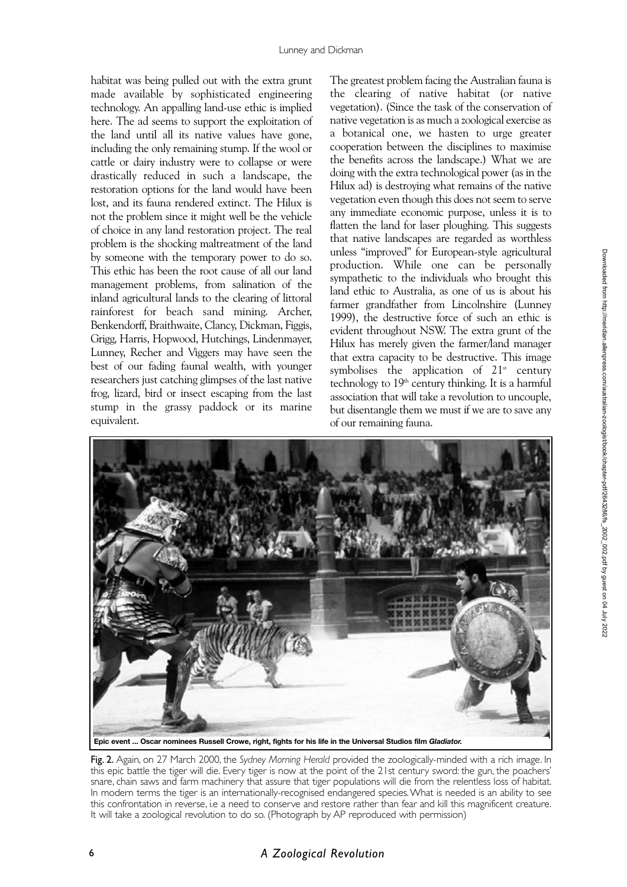habitat was being pulled out with the extra grunt made available by sophisticated engineering technology. An appalling land-use ethic is implied here. The ad seems to support the exploitation of the land until all its native values have gone, including the only remaining stump. If the wool or cattle or dairy industry were to collapse or were drastically reduced in such a landscape, the restoration options for the land would have been lost, and its fauna rendered extinct. The Hilux is not the problem since it might well be the vehicle of choice in any land restoration project. The real problem is the shocking maltreatment of the land by someone with the temporary power to do so. This ethic has been the root cause of all our land management problems, from salination of the inland agricultural lands to the clearing of littoral rainforest for beach sand mining. Archer, Benkendorff, Braithwaite, Clancy, Dickman, Figgis, Grigg, Harris, Hopwood, Hutchings, Lindenmayer, Lunney, Recher and Viggers may have seen the best of our fading faunal wealth, with younger researchers just catching glimpses of the last native frog, lizard, bird or insect escaping from the last stump in the grassy paddock or its marine equivalent.

The greatest problem facing the Australian fauna is the clearing of native habitat (or native vegetation). (Since the task of the conservation of native vegetation is as much a zoological exercise as a botanical one, we hasten to urge greater cooperation between the disciplines to maximise the benefits across the landscape.) What we are doing with the extra technological power (as in the Hilux ad) is destroying what remains of the native vegetation even though this does not seem to serve any immediate economic purpose, unless it is to flatten the land for laser ploughing. This suggests that native landscapes are regarded as worthless unless "improved" for European-style agricultural production. While one can be personally sympathetic to the individuals who brought this land ethic to Australia, as one of us is about his farmer grandfather from Lincolnshire (Lunney 1999), the destructive force of such an ethic is evident throughout NSW. The extra grunt of the Hilux has merely given the farmer/land manager that extra capacity to be destructive. This image symbolises the application of 21st century technology to 19th century thinking. It is a harmful association that will take a revolution to uncouple, but disentangle them we must if we are to save any of our remaining fauna.

**Epic event ... Oscar nominees Russell Crowe, right, fights for his life in the Universal Studios film *Gladiator*.**

**Fig. 2.** Again, on 27 March 2000, the *Sydney Morning Herald* provided the zoologically-minded with a rich image. In this epic battle the tiger will die. Every tiger is now at the point of the 21st century sword: the gun, the poachers' snare, chain saws and farm machinery that assure that tiger populations will die from the relentless loss of habitat. In modern terms the tiger is an internationally-recognised endangered species. What is needed is an ability to see this confrontation in reverse, i.e a need to conserve and restore rather than fear and kill this magnificent creature. It will take a zoological revolution to do so. (Photograph by AP reproduced with permission)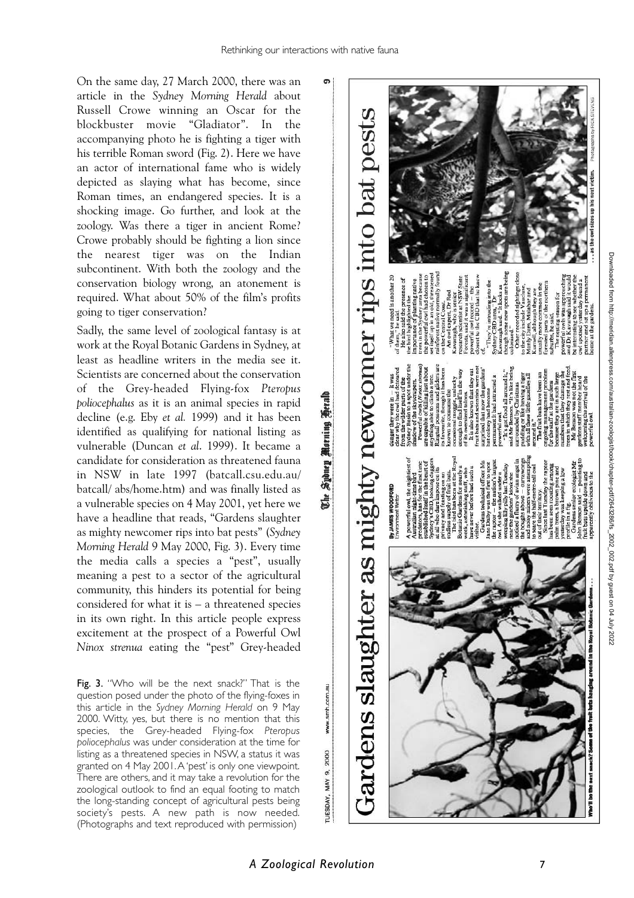On the same day, 27 March 2000, there was an article in the *Sydney Morning Herald* about Russell Crowe winning an Oscar for the blockbuster movie "Gladiator". In the accompanying photo he is fighting a tiger with his terrible Roman sword (Fig. 2). Here we have an actor of international fame who is widely depicted as slaying what has become, since Roman times, an endangered species. It is a shocking image. Go further, and look at the zoology. Was there a tiger in ancient Rome? Crowe probably should be fighting a lion since the nearest tiger was on the Indian subcontinent. With both the zoology and the conservation biology wrong, an atonement is required. What about 50% of the film's profits going to tiger conservation?

Sadly, the same level of zoological fantasy is at work at the Royal Botanic Gardens in Sydney, at least as headline writers in the media see it. Scientists are concerned about the conservation of the Grey-headed Flying-fox *Pteropus poliocephalus* as it is an animal species in rapid decline (e.g. Eby *et al.* 1999) and it has been identified as qualifying for national listing as vulnerable (Duncan *et al*. 1999). It became a candidate for consideration as threatened fauna in NSW in late 1997 (batcall.csu.edu.au/batcall/abs/home.htm) and was finally listed as a vulnerable species on 4 May 2001, yet here we have a headline that reads, "Gardens slaughter as mighty newcomer rips into bat pests" (*Sydney Morning Herald* 9 May 2000, Fig. 3). Every time the media calls a species a "pest", usually meaning a pest to a sector of the agricultural community, this hinders its potential for being considered for what it is – a threatened species in its own right. In this article people express excitement at the prospect of a Powerful Owl *Ninox strenua* eating the "pest" Grey-headed

**Fig. 3**. "Who will be the next snack?" That is the question posed under the photo of the flying-foxes in this article in the *Sydney Morning Herald* on 9 May 2000. Witty, yes, but there is no mention that this species, the Grey-headed Flying-fox *Pteropus poliocephalus* was under consideration at the time for listing as a threatened species in NSW, a status it was granted on 4 May 2001. A 'pest' is only one viewpoint. There are others, and it may take a revolution for the zoological outlook to find an equal footing to match the long-standing concept of agricultural pests being society's pests. A new path is now needed. (Photographs and text reproduced with permission)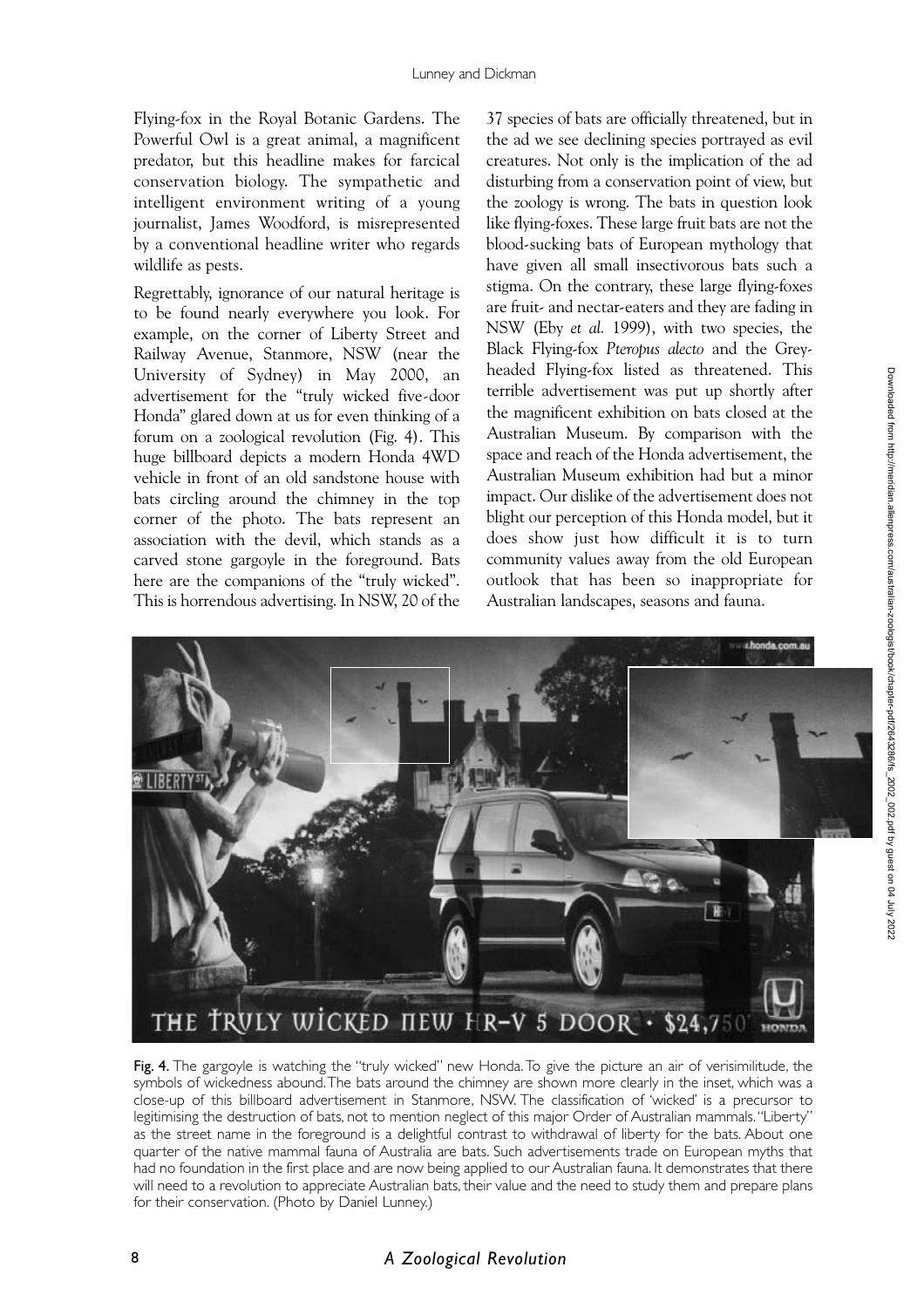Flying-fox in the Royal Botanic Gardens. The Powerful Owl is a great animal, a magnificent predator, but this headline makes for farcical conservation biology. The sympathetic and intelligent environment writing of a young journalist, James Woodford, is misrepresented by a conventional headline writer who regards wildlife as pests.

Regrettably, ignorance of our natural heritage is to be found nearly everywhere you look. For example, on the corner of Liberty Street and Railway Avenue, Stanmore, NSW (near the University of Sydney) in May 2000, an advertisement for the "truly wicked five-door Honda" glared down at us for even thinking of a forum on a zoological revolution (Fig. 4). This huge billboard depicts a modern Honda 4WD vehicle in front of an old sandstone house with bats circling around the chimney in the top corner of the photo. The bats represent an association with the devil, which stands as a carved stone gargoyle in the foreground. Bats here are the companions of the "truly wicked". This is horrendous advertising. In NSW, 20 of the 37 species of bats are officially threatened, but in the ad we see declining species portrayed as evil creatures. Not only is the implication of the ad disturbing from a conservation point of view, but the zoology is wrong. The bats in question look like flying-foxes. These large fruit bats are not the blood-sucking bats of European mythology that have given all small insectivorous bats such a stigma. On the contrary, these large flying-foxes are fruit- and nectar-eaters and they are fading in NSW (Eby *et al.* 1999), with two species, the Black Flying-fox *Pteropus alecto* and the Grey-headed Flying-fox listed as threatened. This terrible advertisement was put up shortly after the magnificent exhibition on bats closed at the Australian Museum. By comparison with the space and reach of the Honda advertisement, the Australian Museum exhibition had but a minor impact. Our dislike of the advertisement does not blight our perception of this Honda model, but it does show just how difficult it is to turn community values away from the old European outlook that has been so inappropriate for Australian landscapes, seasons and fauna.

**Fig. 4.** The gargoyle is watching the "truly wicked" new Honda. To give the picture an air of verisimilitude, the symbols of wickedness abound. The bats around the chimney are shown more clearly in the inset, which was a close-up of this billboard advertisement in Stanmore, NSW. The classification of 'wicked' is a precursor to legitimising the destruction of bats, not to mention neglect of this major Order of Australian mammals. "Liberty" as the street name in the foreground is a delightful contrast to withdrawal of liberty for the bats. About one quarter of the native mammal fauna of Australia are bats. Such advertisements trade on European myths that had no foundation in the first place and are now being applied to our Australian fauna. It demonstrates that there will need to a revolution to appreciate Australian bats, their value and the need to study them and prepare plans for their conservation. (Photo by Daniel Lunney.)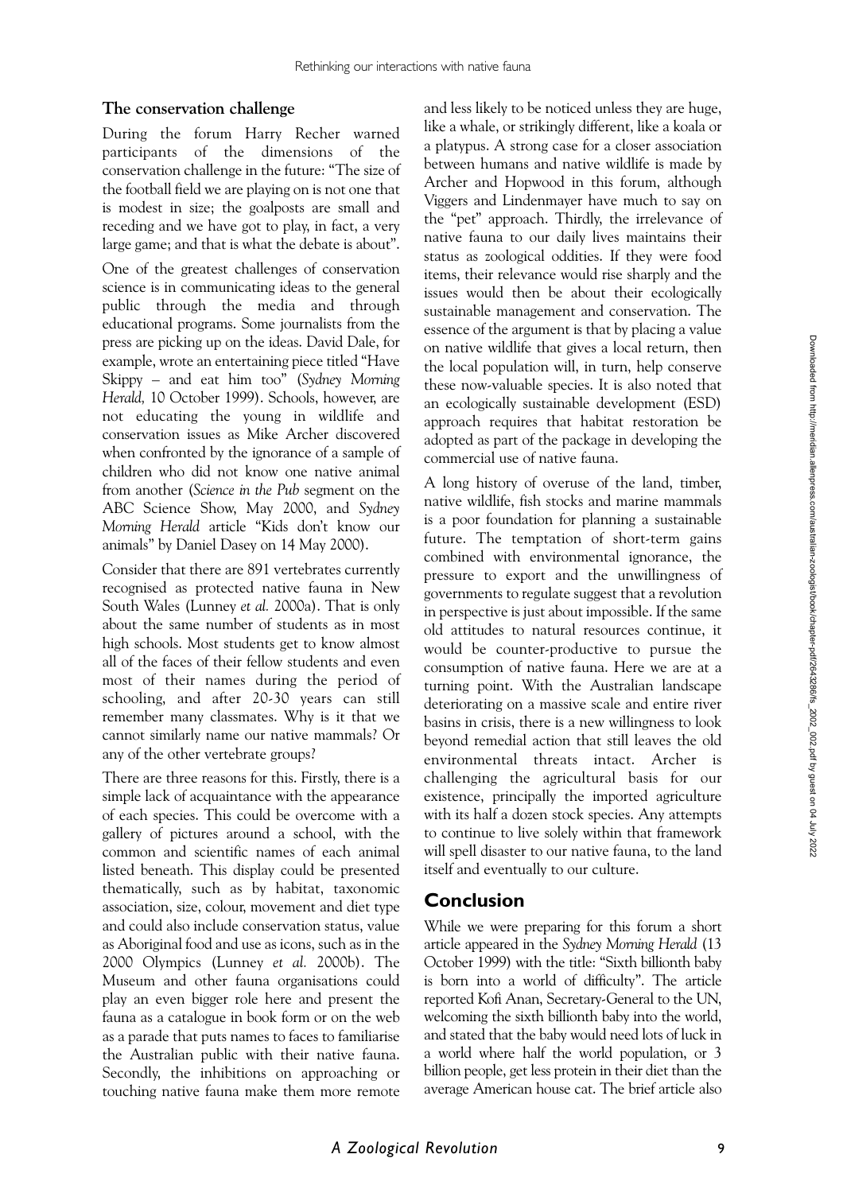## The conservation challenge

During the forum Harry Recher warned participants of the dimensions of the conservation challenge in the future: "The size of the football field we are playing on is not one that is modest in size; the goalposts are small and receding and we have got to play, in fact, a very large game; and that is what the debate is about".

One of the greatest challenges of conservation science is in communicating ideas to the general public through the media and through educational programs. Some journalists from the press are picking up on the ideas. David Dale, for example, wrote an entertaining piece titled "Have Skippy – and eat him too" (*Sydney Morning Herald,* 10 October 1999). Schools, however, are not educating the young in wildlife and conservation issues as Mike Archer discovered when confronted by the ignorance of a sample of children who did not know one native animal from another (*Science in the Pub* segment on the ABC Science Show, May 2000, and *Sydney Morning Herald* article "Kids don't know our animals" by Daniel Dasey on 14 May 2000).

Consider that there are 891 vertebrates currently recognised as protected native fauna in New South Wales (Lunney *et al.* 2000a). That is only about the same number of students as in most high schools. Most students get to know almost all of the faces of their fellow students and even most of their names during the period of schooling, and after 20-30 years can still remember many classmates. Why is it that we cannot similarly name our native mammals? Or any of the other vertebrate groups?

There are three reasons for this. Firstly, there is a simple lack of acquaintance with the appearance of each species. This could be overcome with a gallery of pictures around a school, with the common and scientific names of each animal listed beneath. This display could be presented thematically, such as by habitat, taxonomic association, size, colour, movement and diet type and could also include conservation status, value as Aboriginal food and use as icons, such as in the 2000 Olympics (Lunney *et al.* 2000b). The Museum and other fauna organisations could play an even bigger role here and present the fauna as a catalogue in book form or on the web as a parade that puts names to faces to familiarise the Australian public with their native fauna. Secondly, the inhibitions on approaching or touching native fauna make them more remote and less likely to be noticed unless they are huge, like a whale, or strikingly different, like a koala or a platypus. A strong case for a closer association between humans and native wildlife is made by Archer and Hopwood in this forum, although Viggers and Lindenmayer have much to say on the "pet" approach. Thirdly, the irrelevance of native fauna to our daily lives maintains their status as zoological oddities. If they were food items, their relevance would rise sharply and the issues would then be about their ecologically sustainable management and conservation. The essence of the argument is that by placing a value on native wildlife that gives a local return, then the local population will, in turn, help conserve these now-valuable species. It is also noted that an ecologically sustainable development (ESD) approach requires that habitat restoration be adopted as part of the package in developing the commercial use of native fauna.

A long history of overuse of the land, timber, native wildlife, fish stocks and marine mammals is a poor foundation for planning a sustainable future. The temptation of short-term gains combined with environmental ignorance, the pressure to export and the unwillingness of governments to regulate suggest that a revolution in perspective is just about impossible. If the same old attitudes to natural resources continue, it would be counter-productive to pursue the consumption of native fauna. Here we are at a turning point. With the Australian landscape deteriorating on a massive scale and entire river basins in crisis, there is a new willingness to look beyond remedial action that still leaves the old environmental threats intact. Archer is challenging the agricultural basis for our existence, principally the imported agriculture with its half a dozen stock species. Any attempts to continue to live solely within that framework will spell disaster to our native fauna, to the land itself and eventually to our culture.

## Conclusion

While we were preparing for this forum a short article appeared in the *Sydney Morning Herald* (13 October 1999) with the title: "Sixth billionth baby is born into a world of difficulty". The article reported Kofi Anan, Secretary-General to the UN, welcoming the sixth billionth baby into the world, and stated that the baby would need lots of luck in a world where half the world population, or 3 billion people, get less protein in their diet than the average American house cat. The brief article also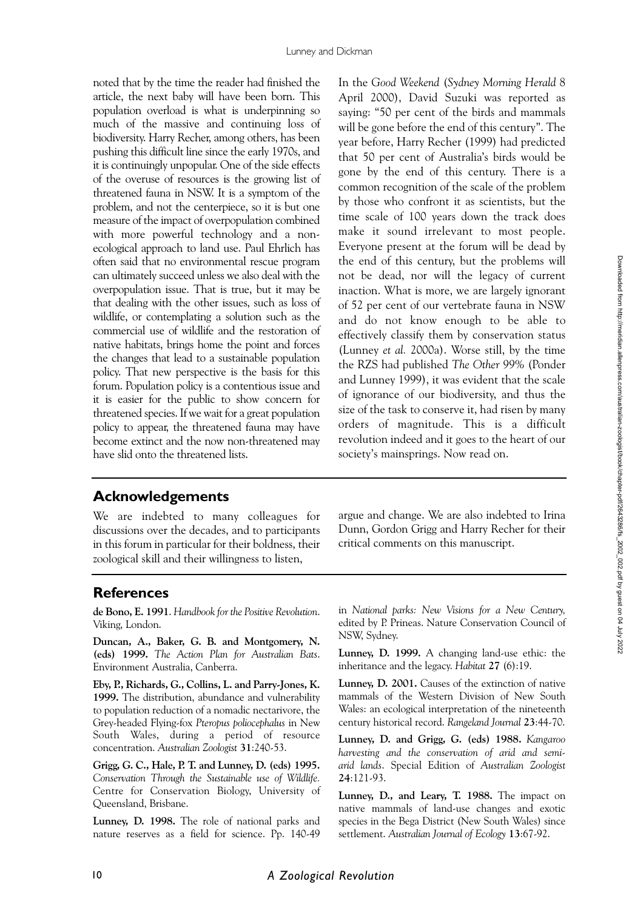noted that by the time the reader had finished the article, the next baby will have been born. This population overload is what is underpinning so much of the massive and continuing loss of biodiversity. Harry Recher, among others, has been pushing this difficult line since the early 1970s, and it is continuingly unpopular. One of the side effects of the overuse of resources is the growing list of threatened fauna in NSW. It is a symptom of the problem, and not the centerpiece, so it is but one measure of the impact of overpopulation combined with more powerful technology and a non-ecological approach to land use. Paul Ehrlich has often said that no environmental rescue program can ultimately succeed unless we also deal with the overpopulation issue. That is true, but it may be that dealing with the other issues, such as loss of wildlife, or contemplating a solution such as the commercial use of wildlife and the restoration of native habitats, brings home the point and forces the changes that lead to a sustainable population policy. That new perspective is the basis for this forum. Population policy is a contentious issue and it is easier for the public to show concern for threatened species. If we wait for a great population policy to appear, the threatened fauna may have become extinct and the now non-threatened may have slid onto the threatened lists.

In the *Good Weekend* (*Sydney Morning Herald* 8 April 2000), David Suzuki was reported as saying: "50 per cent of the birds and mammals will be gone before the end of this century". The year before, Harry Recher (1999) had predicted that 50 per cent of Australia's birds would be gone by the end of this century. There is a common recognition of the scale of the problem by those who confront it as scientists, but the time scale of 100 years down the track does make it sound irrelevant to most people. Everyone present at the forum will be dead by the end of this century, but the problems will not be dead, nor will the legacy of current inaction. What is more, we are largely ignorant of 52 per cent of our vertebrate fauna in NSW and do not know enough to be able to effectively classify them by conservation status (Lunney *et al.* 2000a). Worse still, by the time the RZS had published *The Other 99%* (Ponder and Lunney 1999), it was evident that the scale of ignorance of our biodiversity, and thus the size of the task to conserve it, had risen by many orders of magnitude. This is a difficult revolution indeed and it goes to the heart of our society's mainsprings. Now read on.

## Acknowledgements

We are indebted to many colleagues for discussions over the decades, and to participants in this forum in particular for their boldness, their zoological skill and their willingness to listen, argue and change. We are also indebted to Irina Dunn, Gordon Grigg and Harry Recher for their critical comments on this manuscript.

## References

**de Bono, E. 1991**. *Handbook for the Positive Revolution*. Viking, London.

**Duncan, A., Baker, G. B. and Montgomery, N. (eds) 1999.** *The Action Plan for Australian Bats*. Environment Australia, Canberra.

**Eby, P., Richards, G., Collins, L. and Parry-Jones, K. 1999.** The distribution, abundance and vulnerability to population reduction of a nomadic nectarivore, the Grey-headed Flying-fox *Pteropus poliocephalus* in New South Wales, during a period of resource concentration. *Australian Zoologist* **31**:240-53.

**Grigg, G. C., Hale, P. T. and Lunney, D. (eds) 1995.** *Conservation Through the Sustainable use of Wildlife.* Centre for Conservation Biology, University of Queensland, Brisbane.

**Lunney, D. 1998.** The role of national parks and nature reserves as a field for science. Pp. 140-49 in *National parks: New Visions for a New Century,* edited by P. Prineas. Nature Conservation Council of NSW, Sydney.

**Lunney, D. 1999.** A changing land-use ethic: the inheritance and the legacy. *Habitat* **27** (6):19.

**Lunney, D. 2001.** Causes of the extinction of native mammals of the Western Division of New South Wales: an ecological interpretation of the nineteenth century historical record. *Rangeland Journal* **23**:44-70.

**Lunney, D. and Grigg, G. (eds) 1988.** *Kangaroo harvesting and the conservation of arid and semi-arid lands*. Special Edition of *Australian Zoologist* **24**:121-93.

**Lunney, D., and Leary, T. 1988.** The impact on native mammals of land-use changes and exotic species in the Bega District (New South Wales) since settlement. *Australian Journal of Ecology* **13**:67-92.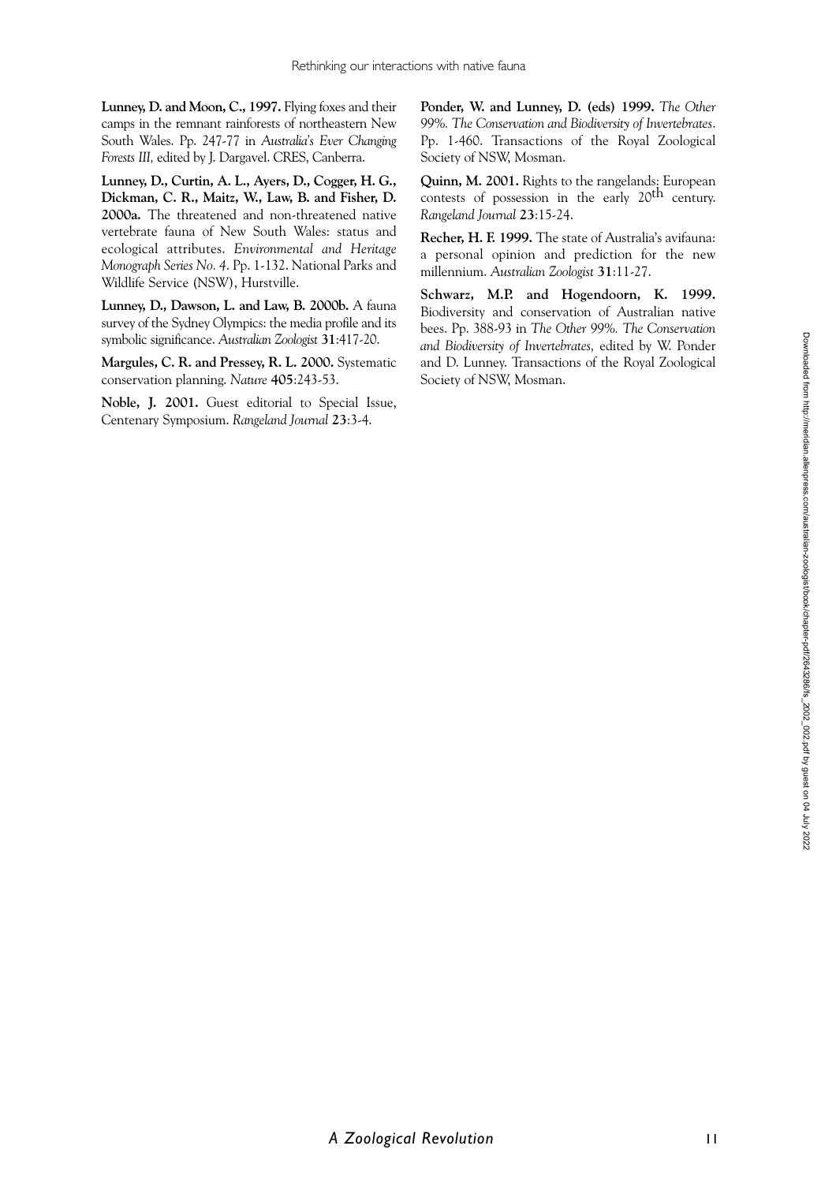**Lunney, D. and Moon, C., 1997.** Flying foxes and their camps in the remnant rainforests of northeastern New South Wales. Pp. 247-77 in *Australia's Ever Changing Forests III,* edited by J. Dargavel. CRES, Canberra.

**Lunney, D., Curtin, A. L., Ayers, D., Cogger, H. G., Dickman, C. R., Maitz, W., Law, B. and Fisher, D. 2000a.** The threatened and non-threatened native vertebrate fauna of New South Wales: status and ecological attributes. *Environmental and Heritage Monograph Series No. 4*. Pp. 1-132. National Parks and Wildlife Service (NSW), Hurstville.

**Lunney, D., Dawson, L. and Law, B. 2000b.** A fauna survey of the Sydney Olympics: the media profile and its symbolic significance. *Australian Zoologist* **31**:417-20.

**Margules, C. R. and Pressey, R. L. 2000.** Systematic conservation planning. *Nature* **405**:243-53.

**Noble, J. 2001.** Guest editorial to Special Issue, Centenary Symposium. *Rangeland Journal* **23**:3-4.

**Ponder, W. and Lunney, D. (eds) 1999.** *The Other 99%. The Conservation and Biodiversity of Invertebrates*. Pp. 1-460. Transactions of the Royal Zoological Society of NSW, Mosman.

**Quinn, M. 2001.** Rights to the rangelands: European contests of possession in the early 20th century. *Rangeland Journal* **23**:15-24.

**Recher, H. F. 1999.** The state of Australia's avifauna: a personal opinion and prediction for the new millennium. *Australian Zoologist* **31**:11-27.

**Schwarz, M.P. and Hogendoorn, K. 1999.** Biodiversity and conservation of Australian native bees. Pp. 388-93 in *The Other 99%. The Conservation and Biodiversity of Invertebrates,* edited by W. Ponder and D. Lunney. Transactions of the Royal Zoological Society of NSW, Mosman.